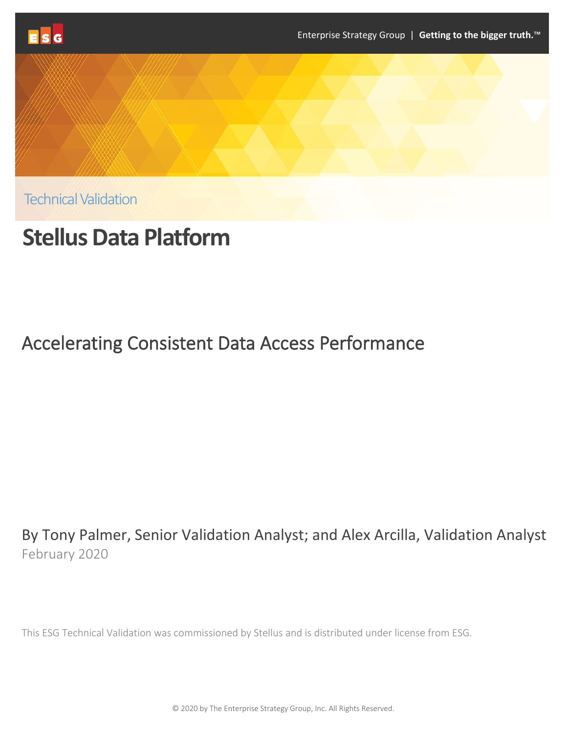Enterprise Strategy Group | **Getting to the bigger truth.™**

Technical Validation

# Stellus Data Platform

## Accelerating Consistent Data Access Performance

By Tony Palmer, Senior Validation Analyst; and Alex Arcilla, Validation Analyst

February 2020

This ESG Technical Validation was commissioned by Stellus and is distributed under license from ESG.

© 2020 by The Enterprise Strategy Group, Inc. All Rights Reserved.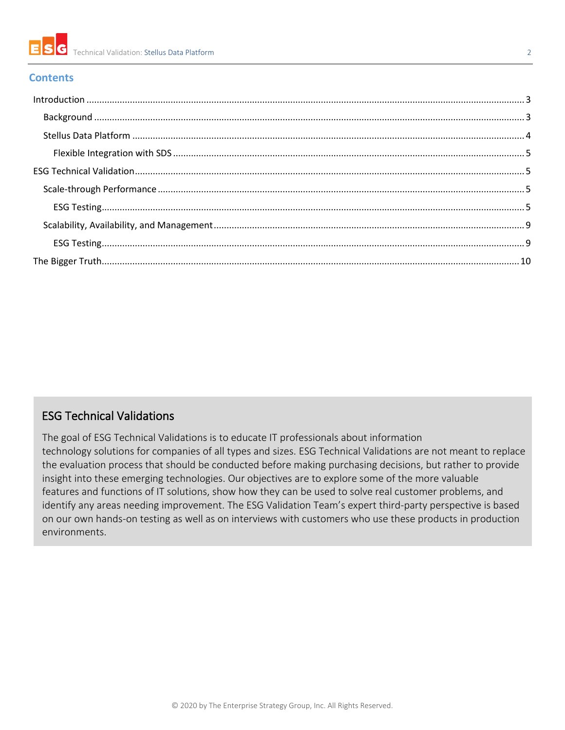## Contents

- Introduction ... 3
  - Background ... 3
  - Stellus Data Platform ... 4
    - Flexible Integration with SDS ... 5
- ESG Technical Validation ... 5
  - Scale-through Performance ... 5
    - ESG Testing ... 5
  - Scalability, Availability, and Management ... 9
    - ESG Testing ... 9
- The Bigger Truth ... 10

### ESG Technical Validations

The goal of ESG Technical Validations is to educate IT professionals about information technology solutions for companies of all types and sizes. ESG Technical Validations are not meant to replace the evaluation process that should be conducted before making purchasing decisions, but rather to provide insight into these emerging technologies. Our objectives are to explore some of the more valuable features and functions of IT solutions, show how they can be used to solve real customer problems, and identify any areas needing improvement. The ESG Validation Team's expert third-party perspective is based on our own hands-on testing as well as on interviews with customers who use these products in production environments.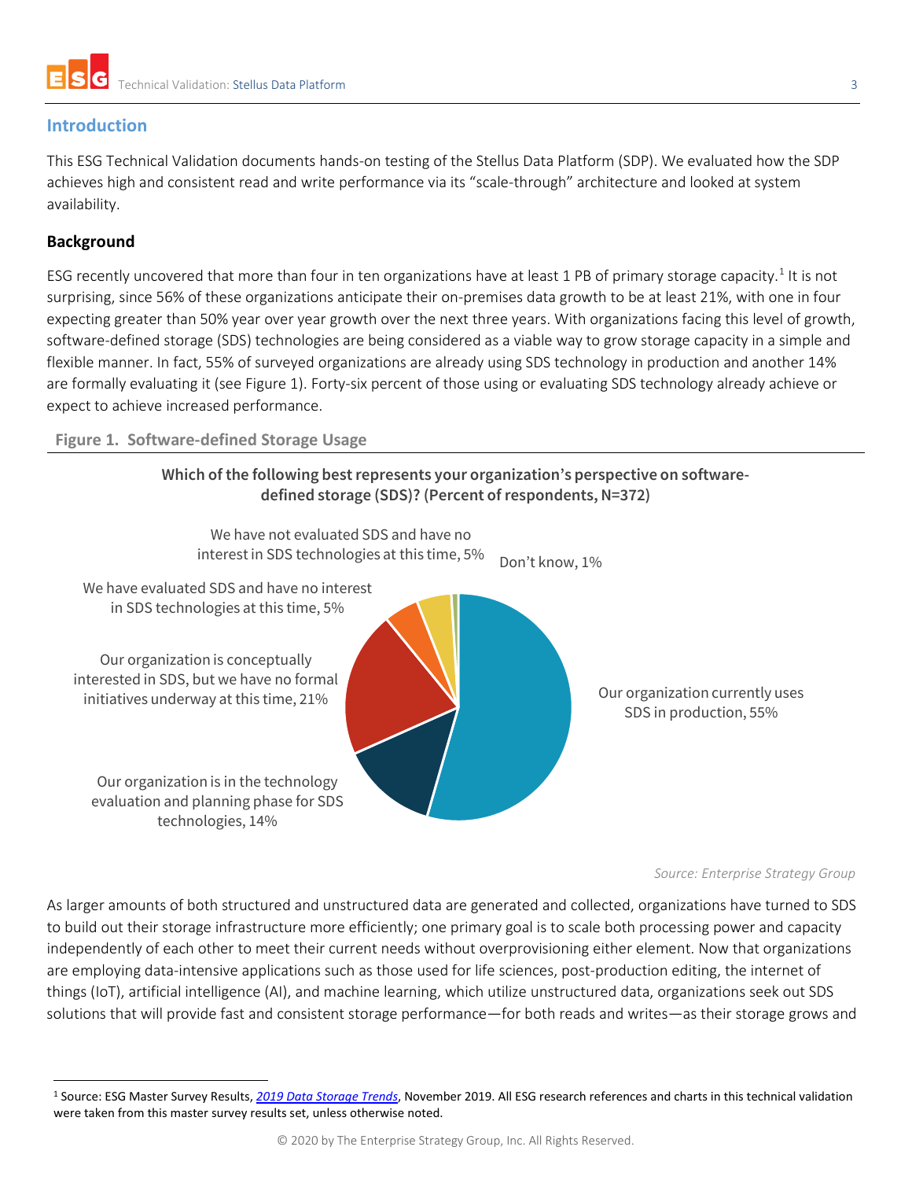## Introduction

This ESG Technical Validation documents hands-on testing of the Stellus Data Platform (SDP). We evaluated how the SDP achieves high and consistent read and write performance via its "scale-through" architecture and looked at system availability.

### Background

ESG recently uncovered that more than four in ten organizations have at least 1 PB of primary storage capacity.[1] It is not surprising, since 56% of these organizations anticipate their on-premises data growth to be at least 21%, with one in four expecting greater than 50% year over year growth over the next three years. With organizations facing this level of growth, software-defined storage (SDS) technologies are being considered as a viable way to grow storage capacity in a simple and flexible manner. In fact, 55% of surveyed organizations are already using SDS technology in production and another 14% are formally evaluating it (see Figure 1). Forty-six percent of those using or evaluating SDS technology already achieve or expect to achieve increased performance.

**Figure 1. Software-defined Storage Usage**

**Which of the following best represents your organization's perspective on software-defined storage (SDS)? (Percent of respondents, N=372)**

- Our organization currently uses SDS in production, 55%
- Our organization is in the technology evaluation and planning phase for SDS technologies, 14%
- Our organization is conceptually interested in SDS, but we have no formal initiatives underway at this time, 21%
- We have evaluated SDS and have no interest in SDS technologies at this time, 5%
- We have not evaluated SDS and have no interest in SDS technologies at this time, 5%
- Don't know, 1%

*Source: Enterprise Strategy Group*

As larger amounts of both structured and unstructured data are generated and collected, organizations have turned to SDS to build out their storage infrastructure more efficiently; one primary goal is to scale both processing power and capacity independently of each other to meet their current needs without overprovisioning either element. Now that organizations are employing data-intensive applications such as those used for life sciences, post-production editing, the internet of things (IoT), artificial intelligence (AI), and machine learning, which utilize unstructured data, organizations seek out SDS solutions that will provide fast and consistent storage performance—for both reads and writes—as their storage grows and

[1] Source: ESG Master Survey Results, *2019 Data Storage Trends*, November 2019. All ESG research references and charts in this technical validation were taken from this master survey results set, unless otherwise noted.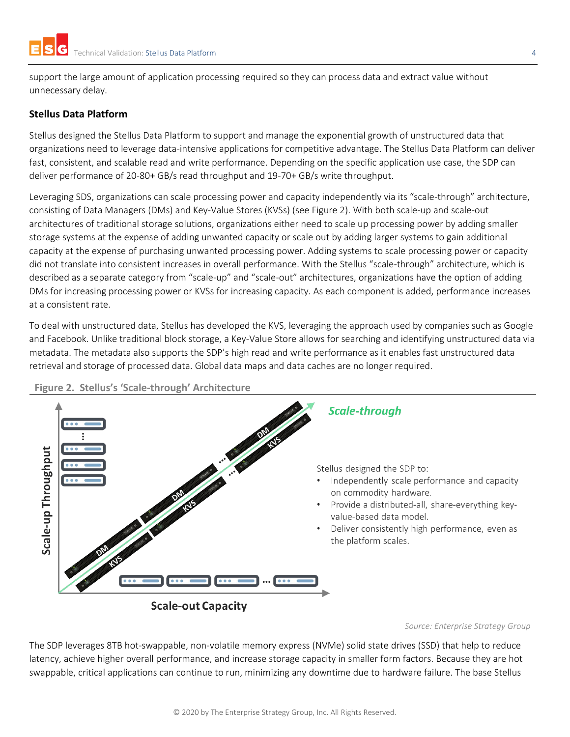support the large amount of application processing required so they can process data and extract value without unnecessary delay.

## Stellus Data Platform

Stellus designed the Stellus Data Platform to support and manage the exponential growth of unstructured data that organizations need to leverage data-intensive applications for competitive advantage. The Stellus Data Platform can deliver fast, consistent, and scalable read and write performance. Depending on the specific application use case, the SDP can deliver performance of 20-80+ GB/s read throughput and 19-70+ GB/s write throughput.

Leveraging SDS, organizations can scale processing power and capacity independently via its "scale-through" architecture, consisting of Data Managers (DMs) and Key-Value Stores (KVSs) (see Figure 2). With both scale-up and scale-out architectures of traditional storage solutions, organizations either need to scale up processing power by adding smaller storage systems at the expense of adding unwanted capacity or scale out by adding larger systems to gain additional capacity at the expense of purchasing unwanted processing power. Adding systems to scale processing power or capacity did not translate into consistent increases in overall performance. With the Stellus "scale-through" architecture, which is described as a separate category from "scale-up" and "scale-out" architectures, organizations have the option of adding DMs for increasing processing power or KVSs for increasing capacity. As each component is added, performance increases at a consistent rate.

To deal with unstructured data, Stellus has developed the KVS, leveraging the approach used by companies such as Google and Facebook. Unlike traditional block storage, a Key-Value Store allows for searching and identifying unstructured data via metadata. The metadata also supports the SDP's high read and write performance as it enables fast unstructured data retrieval and storage of processed data. Global data maps and data caches are no longer required.

**Figure 2. Stellus's 'Scale-through' Architecture**

*Scale-through*

Scale-up Throughput

Scale-out Capacity

Stellus designed the SDP to:

- Independently scale performance and capacity on commodity hardware.
- Provide a distributed-all, share-everything key-value-based data model.
- Deliver consistently high performance, even as the platform scales.

*Source: Enterprise Strategy Group*

The SDP leverages 8TB hot-swappable, non-volatile memory express (NVMe) solid state drives (SSD) that help to reduce latency, achieve higher overall performance, and increase storage capacity in smaller form factors. Because they are hot swappable, critical applications can continue to run, minimizing any downtime due to hardware failure. The base Stellus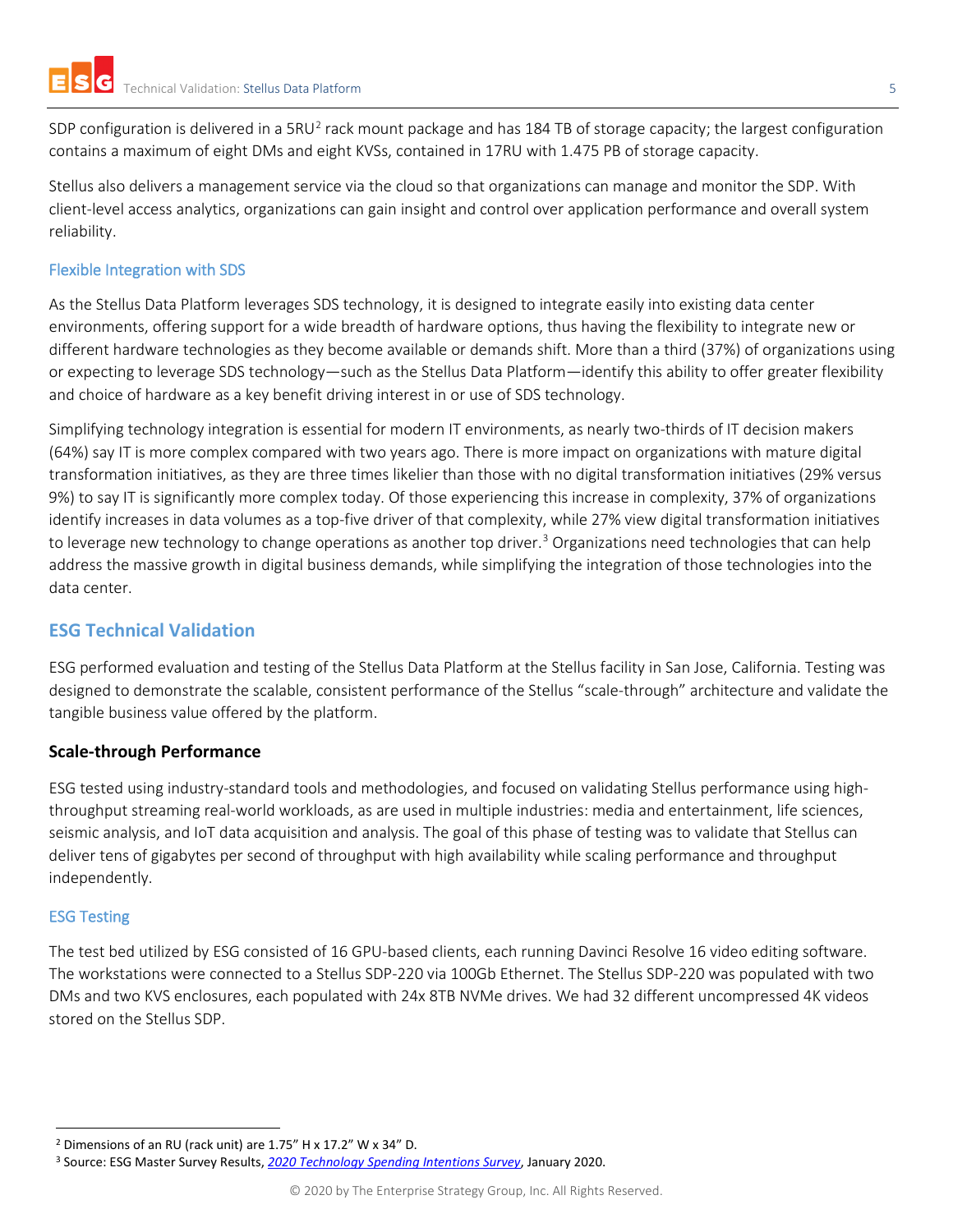SDP configuration is delivered in a 5RU[2] rack mount package and has 184 TB of storage capacity; the largest configuration contains a maximum of eight DMs and eight KVSs, contained in 17RU with 1.475 PB of storage capacity.

Stellus also delivers a management service via the cloud so that organizations can manage and monitor the SDP. With client-level access analytics, organizations can gain insight and control over application performance and overall system reliability.

### Flexible Integration with SDS

As the Stellus Data Platform leverages SDS technology, it is designed to integrate easily into existing data center environments, offering support for a wide breadth of hardware options, thus having the flexibility to integrate new or different hardware technologies as they become available or demands shift. More than a third (37%) of organizations using or expecting to leverage SDS technology—such as the Stellus Data Platform—identify this ability to offer greater flexibility and choice of hardware as a key benefit driving interest in or use of SDS technology.

Simplifying technology integration is essential for modern IT environments, as nearly two-thirds of IT decision makers (64%) say IT is more complex compared with two years ago. There is more impact on organizations with mature digital transformation initiatives, as they are three times likelier than those with no digital transformation initiatives (29% versus 9%) to say IT is significantly more complex today. Of those experiencing this increase in complexity, 37% of organizations identify increases in data volumes as a top-five driver of that complexity, while 27% view digital transformation initiatives to leverage new technology to change operations as another top driver.[3] Organizations need technologies that can help address the massive growth in digital business demands, while simplifying the integration of those technologies into the data center.

## ESG Technical Validation

ESG performed evaluation and testing of the Stellus Data Platform at the Stellus facility in San Jose, California. Testing was designed to demonstrate the scalable, consistent performance of the Stellus "scale-through" architecture and validate the tangible business value offered by the platform.

### Scale-through Performance

ESG tested using industry-standard tools and methodologies, and focused on validating Stellus performance using high-throughput streaming real-world workloads, as are used in multiple industries: media and entertainment, life sciences, seismic analysis, and IoT data acquisition and analysis. The goal of this phase of testing was to validate that Stellus can deliver tens of gigabytes per second of throughput with high availability while scaling performance and throughput independently.

#### ESG Testing

The test bed utilized by ESG consisted of 16 GPU-based clients, each running Davinci Resolve 16 video editing software. The workstations were connected to a Stellus SDP-220 via 100Gb Ethernet. The Stellus SDP-220 was populated with two DMs and two KVS enclosures, each populated with 24x 8TB NVMe drives. We had 32 different uncompressed 4K videos stored on the Stellus SDP.

---

[2] Dimensions of an RU (rack unit) are 1.75" H x 17.2" W x 34" D.

[3] Source: ESG Master Survey Results, *2020 Technology Spending Intentions Survey*, January 2020.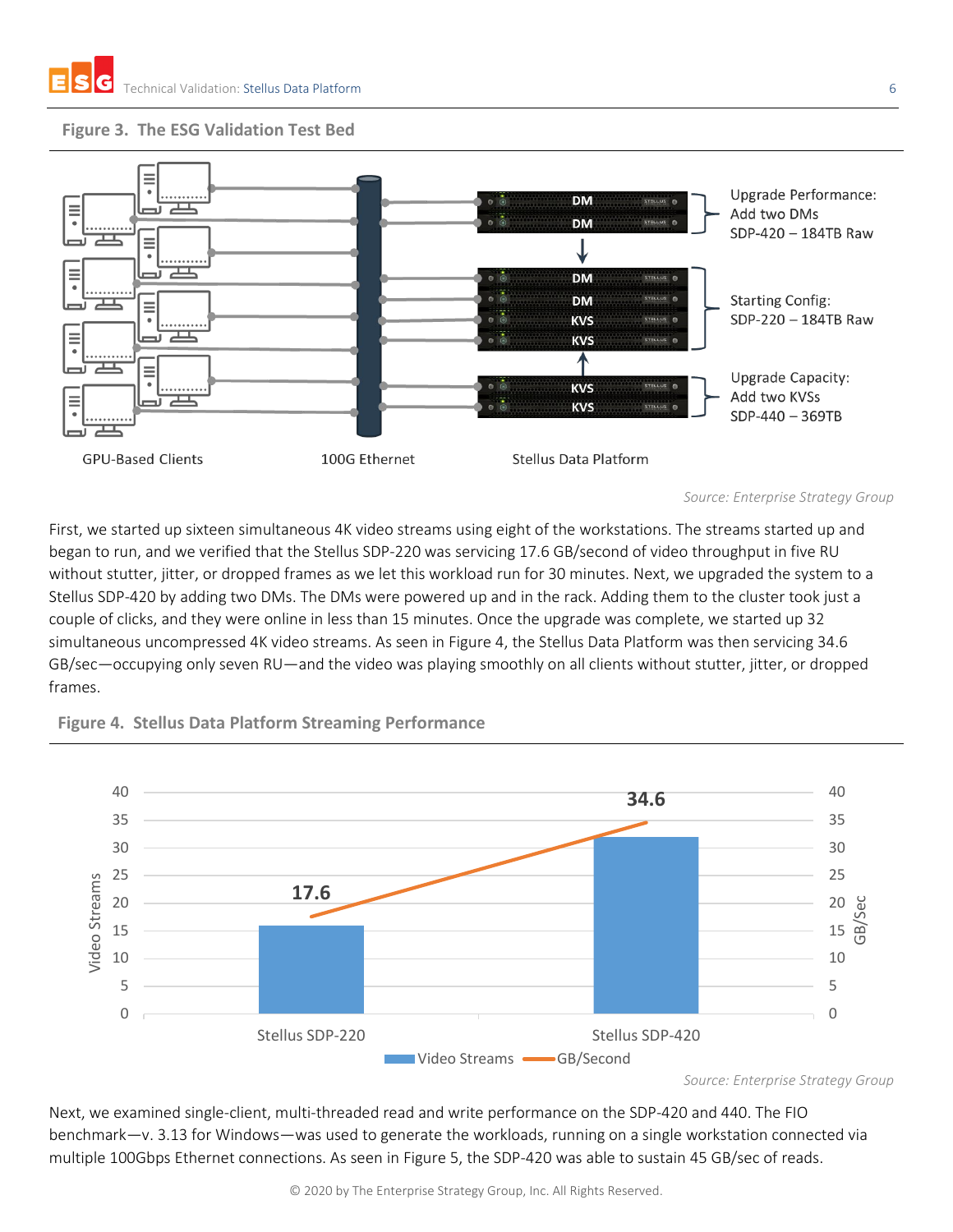**Figure 3. The ESG Validation Test Bed**

GPU-Based Clients

100G Ethernet

Stellus Data Platform

DM
DM

Upgrade Performance:
Add two DMs
SDP-420 – 184TB Raw

DM
DM
KVS
KVS

Starting Config:
SDP-220 – 184TB Raw

KVS
KVS

Upgrade Capacity:
Add two KVSs
SDP-440 – 369TB

*Source: Enterprise Strategy Group*

First, we started up sixteen simultaneous 4K video streams using eight of the workstations. The streams started up and began to run, and we verified that the Stellus SDP-220 was servicing 17.6 GB/second of video throughput in five RU without stutter, jitter, or dropped frames as we let this workload run for 30 minutes. Next, we upgraded the system to a Stellus SDP-420 by adding two DMs. The DMs were powered up and in the rack. Adding them to the cluster took just a couple of clicks, and they were online in less than 15 minutes. Once the upgrade was complete, we started up 32 simultaneous uncompressed 4K video streams. As seen in Figure 4, the Stellus Data Platform was then servicing 34.6 GB/sec—occupying only seven RU—and the video was playing smoothly on all clients without stutter, jitter, or dropped frames.

**Figure 4. Stellus Data Platform Streaming Performance**

| | Video Streams | GB/Second |
|---|---|---|
| Stellus SDP-220 | 16 | 17.6 |
| Stellus SDP-420 | 32 | 34.6 |

*Source: Enterprise Strategy Group*

Next, we examined single-client, multi-threaded read and write performance on the SDP-420 and 440. The FIO benchmark—v. 3.13 for Windows—was used to generate the workloads, running on a single workstation connected via multiple 100Gbps Ethernet connections. As seen in Figure 5, the SDP-420 was able to sustain 45 GB/sec of reads.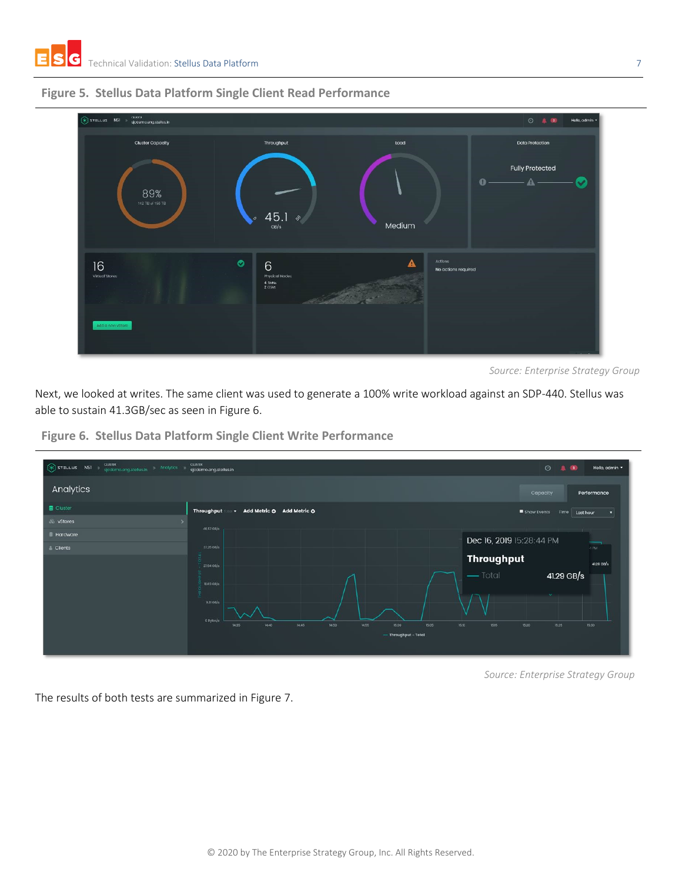**Figure 5. Stellus Data Platform Single Client Read Performance**

*Source: Enterprise Strategy Group*

Next, we looked at writes. The same client was used to generate a 100% write workload against an SDP-440. Stellus was able to sustain 41.3GB/sec as seen in Figure 6.

**Figure 6. Stellus Data Platform Single Client Write Performance**

*Source: Enterprise Strategy Group*

The results of both tests are summarized in Figure 7.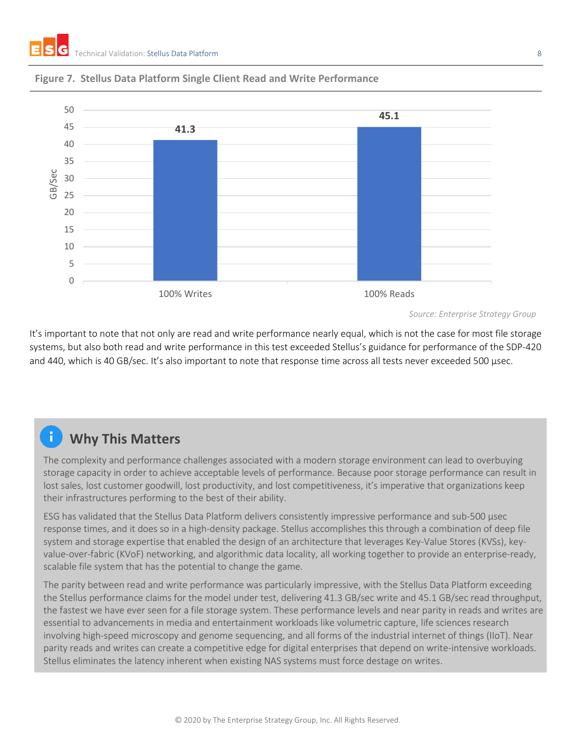**Figure 7. Stellus Data Platform Single Client Read and Write Performance**

| | GB/Sec |
|---|---|
| 100% Writes | 41.3 |
| 100% Reads | 45.1 |

*Source: Enterprise Strategy Group*

It's important to note that not only are read and write performance nearly equal, which is not the case for most file storage systems, but also both read and write performance in this test exceeded Stellus's guidance for performance of the SDP-420 and 440, which is 40 GB/sec. It's also important to note that response time across all tests never exceeded 500 µsec.

## Why This Matters

The complexity and performance challenges associated with a modern storage environment can lead to overbuying storage capacity in order to achieve acceptable levels of performance. Because poor storage performance can result in lost sales, lost customer goodwill, lost productivity, and lost competitiveness, it's imperative that organizations keep their infrastructures performing to the best of their ability.

ESG has validated that the Stellus Data Platform delivers consistently impressive performance and sub-500 µsec response times, and it does so in a high-density package. Stellus accomplishes this through a combination of deep file system and storage expertise that enabled the design of an architecture that leverages Key-Value Stores (KVSs), key-value-over-fabric (KVoF) networking, and algorithmic data locality, all working together to provide an enterprise-ready, scalable file system that has the potential to change the game.

The parity between read and write performance was particularly impressive, with the Stellus Data Platform exceeding the Stellus performance claims for the model under test, delivering 41.3 GB/sec write and 45.1 GB/sec read throughput, the fastest we have ever seen for a file storage system. These performance levels and near parity in reads and writes are essential to advancements in media and entertainment workloads like volumetric capture, life sciences research involving high-speed microscopy and genome sequencing, and all forms of the industrial internet of things (IIoT). Near parity reads and writes can create a competitive edge for digital enterprises that depend on write-intensive workloads. Stellus eliminates the latency inherent when existing NAS systems must force destage on writes.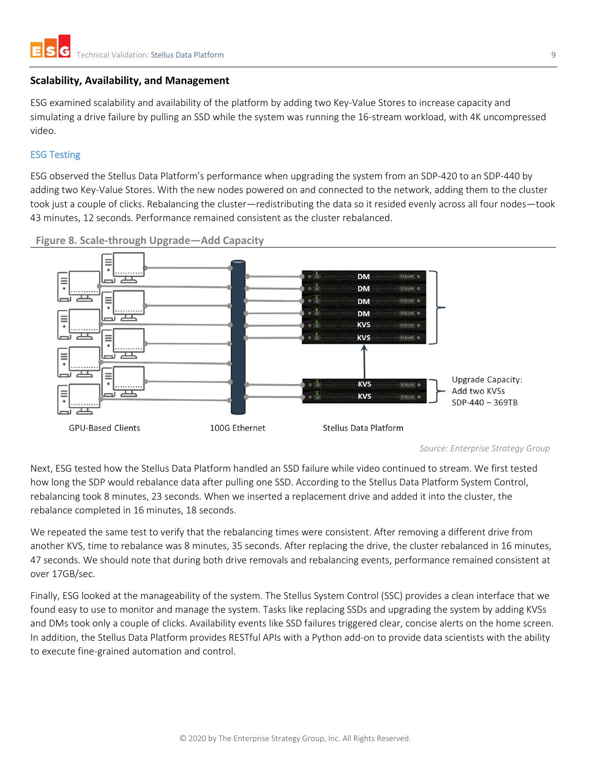### Scalability, Availability, and Management

ESG examined scalability and availability of the platform by adding two Key-Value Stores to increase capacity and simulating a drive failure by pulling an SSD while the system was running the 16-stream workload, with 4K uncompressed video.

#### ESG Testing

ESG observed the Stellus Data Platform's performance when upgrading the system from an SDP-420 to an SDP-440 by adding two Key-Value Stores. With the new nodes powered on and connected to the network, adding them to the cluster took just a couple of clicks. Rebalancing the cluster—redistributing the data so it resided evenly across all four nodes—took 43 minutes, 12 seconds. Performance remained consistent as the cluster rebalanced.

**Figure 8. Scale-through Upgrade—Add Capacity**

GPU-Based Clients | 100G Ethernet | Stellus Data Platform

DM, DM, DM, DM, KVS, KVS

KVS, KVS — Upgrade Capacity: Add two KVSs SDP-440 – 369TB

*Source: Enterprise Strategy Group*

Next, ESG tested how the Stellus Data Platform handled an SSD failure while video continued to stream. We first tested how long the SDP would rebalance data after pulling one SSD. According to the Stellus Data Platform System Control, rebalancing took 8 minutes, 23 seconds. When we inserted a replacement drive and added it into the cluster, the rebalance completed in 16 minutes, 18 seconds.

We repeated the same test to verify that the rebalancing times were consistent. After removing a different drive from another KVS, time to rebalance was 8 minutes, 35 seconds. After replacing the drive, the cluster rebalanced in 16 minutes, 47 seconds. We should note that during both drive removals and rebalancing events, performance remained consistent at over 17GB/sec.

Finally, ESG looked at the manageability of the system. The Stellus System Control (SSC) provides a clean interface that we found easy to use to monitor and manage the system. Tasks like replacing SSDs and upgrading the system by adding KVSs and DMs took only a couple of clicks. Availability events like SSD failures triggered clear, concise alerts on the home screen. In addition, the Stellus Data Platform provides RESTful APIs with a Python add-on to provide data scientists with the ability to execute fine-grained automation and control.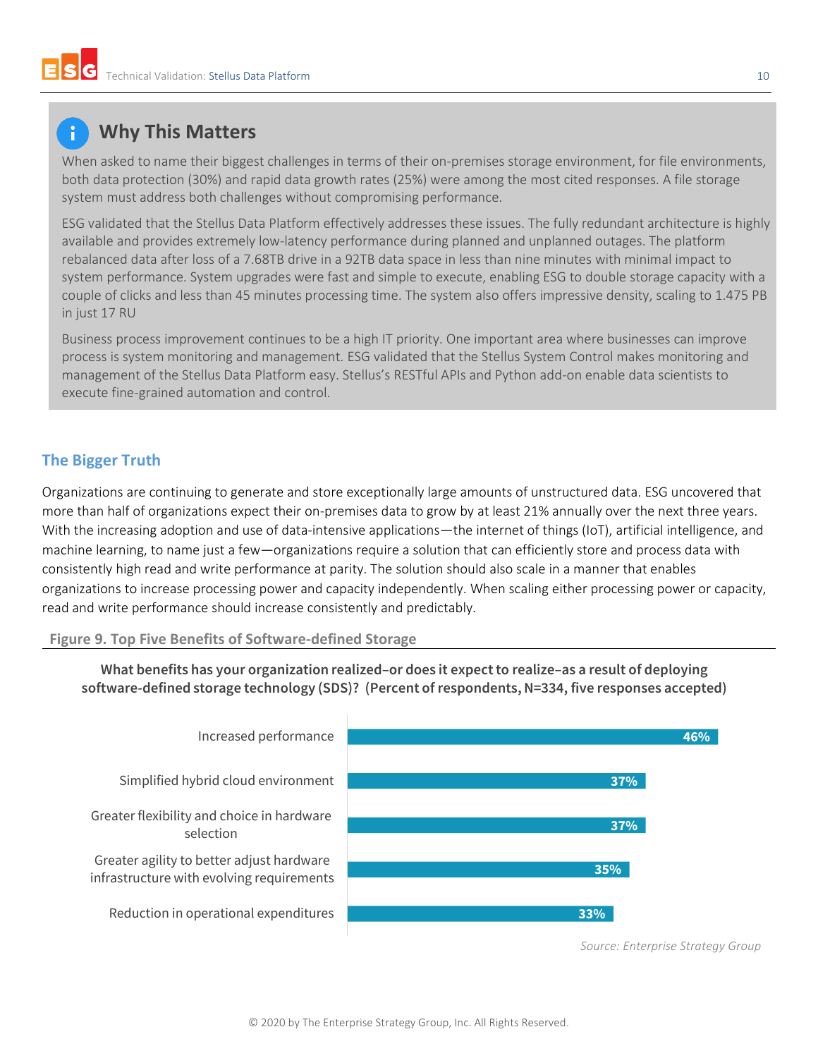## Why This Matters

When asked to name their biggest challenges in terms of their on-premises storage environment, for file environments, both data protection (30%) and rapid data growth rates (25%) were among the most cited responses. A file storage system must address both challenges without compromising performance.

ESG validated that the Stellus Data Platform effectively addresses these issues. The fully redundant architecture is highly available and provides extremely low-latency performance during planned and unplanned outages. The platform rebalanced data after loss of a 7.68TB drive in a 92TB data space in less than nine minutes with minimal impact to system performance. System upgrades were fast and simple to execute, enabling ESG to double storage capacity with a couple of clicks and less than 45 minutes processing time. The system also offers impressive density, scaling to 1.475 PB in just 17 RU

Business process improvement continues to be a high IT priority. One important area where businesses can improve process is system monitoring and management. ESG validated that the Stellus System Control makes monitoring and management of the Stellus Data Platform easy. Stellus's RESTful APIs and Python add-on enable data scientists to execute fine-grained automation and control.

## The Bigger Truth

Organizations are continuing to generate and store exceptionally large amounts of unstructured data. ESG uncovered that more than half of organizations expect their on-premises data to grow by at least 21% annually over the next three years. With the increasing adoption and use of data-intensive applications—the internet of things (IoT), artificial intelligence, and machine learning, to name just a few—organizations require a solution that can efficiently store and process data with consistently high read and write performance at parity. The solution should also scale in a manner that enables organizations to increase processing power and capacity independently. When scaling either processing power or capacity, read and write performance should increase consistently and predictably.

**Figure 9. Top Five Benefits of Software-defined Storage**

**What benefits has your organization realized–or does it expect to realize–as a result of deploying software-defined storage technology (SDS)? (Percent of respondents, N=334, five responses accepted)**

| Benefit | Percent of respondents |
|---|---|
| Increased performance | 46% |
| Simplified hybrid cloud environment | 37% |
| Greater flexibility and choice in hardware selection | 37% |
| Greater agility to better adjust hardware infrastructure with evolving requirements | 35% |
| Reduction in operational expenditures | 33% |

*Source: Enterprise Strategy Group*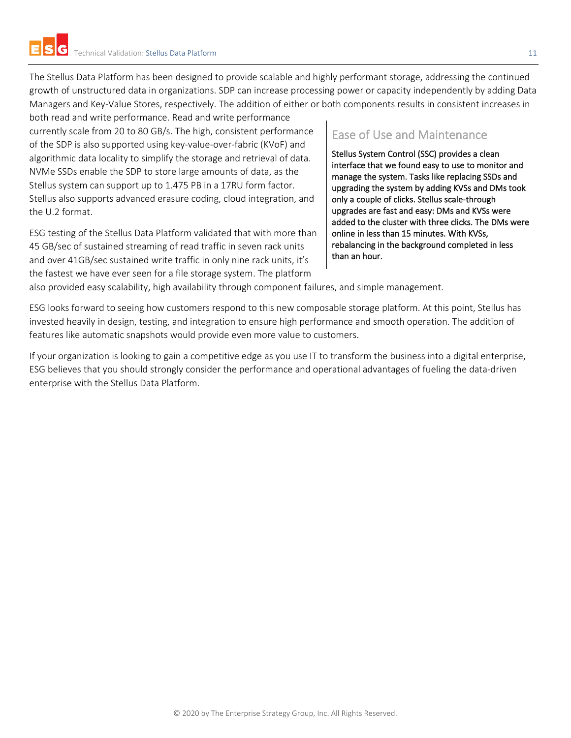The Stellus Data Platform has been designed to provide scalable and highly performant storage, addressing the continued growth of unstructured data in organizations. SDP can increase processing power or capacity independently by adding Data Managers and Key-Value Stores, respectively. The addition of either or both components results in consistent increases in both read and write performance. Read and write performance currently scale from 20 to 80 GB/s. The high, consistent performance of the SDP is also supported using key-value-over-fabric (KVoF) and algorithmic data locality to simplify the storage and retrieval of data. NVMe SSDs enable the SDP to store large amounts of data, as the Stellus system can support up to 1.475 PB in a 17RU form factor. Stellus also supports advanced erasure coding, cloud integration, and the U.2 format.

ESG testing of the Stellus Data Platform validated that with more than 45 GB/sec of sustained streaming of read traffic in seven rack units and over 41GB/sec sustained write traffic in only nine rack units, it's the fastest we have ever seen for a file storage system. The platform also provided easy scalability, high availability through component failures, and simple management.

### Ease of Use and Maintenance

Stellus System Control (SSC) provides a clean interface that we found easy to use to monitor and manage the system. Tasks like replacing SSDs and upgrading the system by adding KVSs and DMs took only a couple of clicks. Stellus scale-through upgrades are fast and easy: DMs and KVSs were added to the cluster with three clicks. The DMs were online in less than 15 minutes. With KVSs, rebalancing in the background completed in less than an hour.

ESG looks forward to seeing how customers respond to this new composable storage platform. At this point, Stellus has invested heavily in design, testing, and integration to ensure high performance and smooth operation. The addition of features like automatic snapshots would provide even more value to customers.

If your organization is looking to gain a competitive edge as you use IT to transform the business into a digital enterprise, ESG believes that you should strongly consider the performance and operational advantages of fueling the data-driven enterprise with the Stellus Data Platform.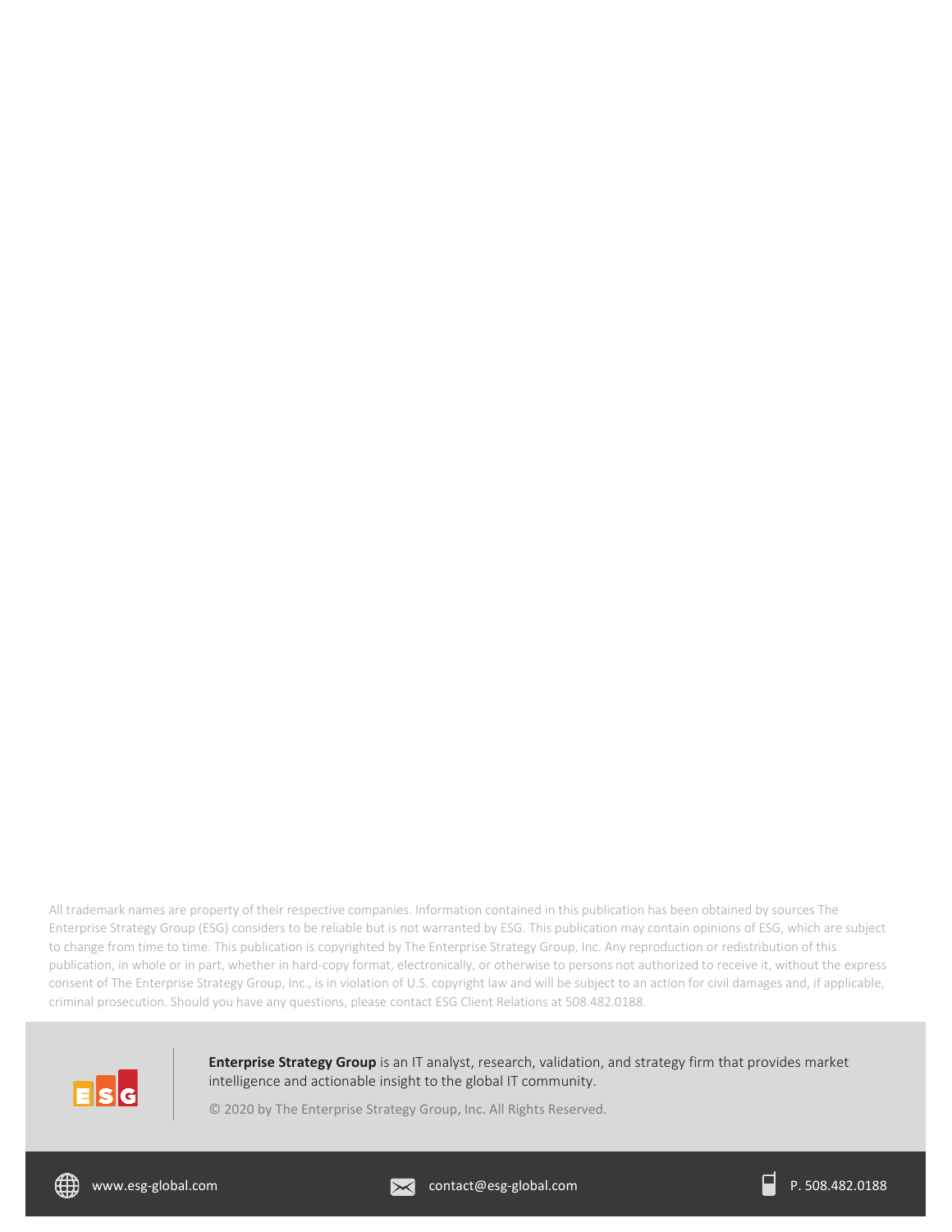All trademark names are property of their respective companies. Information contained in this publication has been obtained by sources The Enterprise Strategy Group (ESG) considers to be reliable but is not warranted by ESG. This publication may contain opinions of ESG, which are subject to change from time to time. This publication is copyrighted by The Enterprise Strategy Group, Inc. Any reproduction or redistribution of this publication, in whole or in part, whether in hard-copy format, electronically, or otherwise to persons not authorized to receive it, without the express consent of The Enterprise Strategy Group, Inc., is in violation of U.S. copyright law and will be subject to an action for civil damages and, if applicable, criminal prosecution. Should you have any questions, please contact ESG Client Relations at 508.482.0188.

ESG

**Enterprise Strategy Group** is an IT analyst, research, validation, and strategy firm that provides market intelligence and actionable insight to the global IT community.

© 2020 by The Enterprise Strategy Group, Inc. All Rights Reserved.

www.esg-global.com contact@esg-global.com P. 508.482.0188